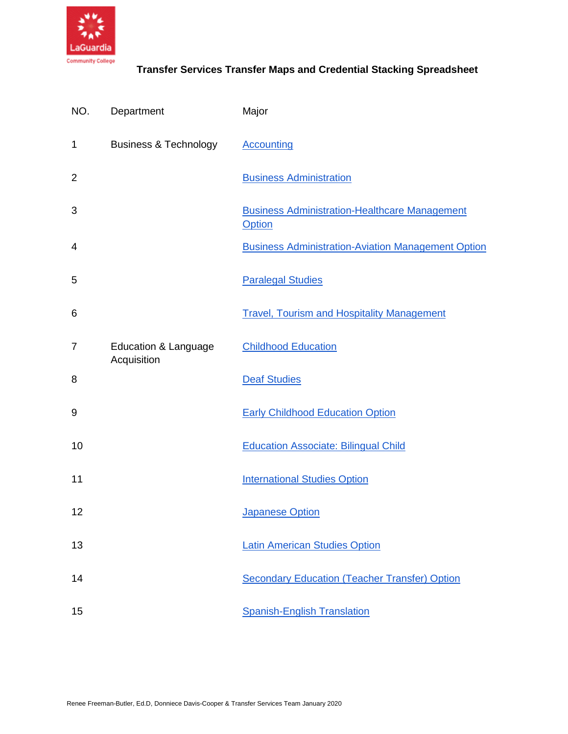# Transfer Services Transfer Maps and Credential Stacking Spreadsheet

| NO. | Department | Major |
|---|---|---|
| 1 | Business & Technology | Accounting |
| 2 | | Business Administration |
| 3 | | Business Administration-Healthcare Management Option |
| 4 | | Business Administration-Aviation Management Option |
| 5 | | Paralegal Studies |
| 6 | | Travel, Tourism and Hospitality Management |
| 7 | Education & Language Acquisition | Childhood Education |
| 8 | | Deaf Studies |
| 9 | | Early Childhood Education Option |
| 10 | | Education Associate: Bilingual Child |
| 11 | | International Studies Option |
| 12 | | Japanese Option |
| 13 | | Latin American Studies Option |
| 14 | | Secondary Education (Teacher Transfer) Option |
| 15 | | Spanish-English Translation |

Renee Freeman-Butler, Ed.D, Donniece Davis-Cooper & Transfer Services Team January 2020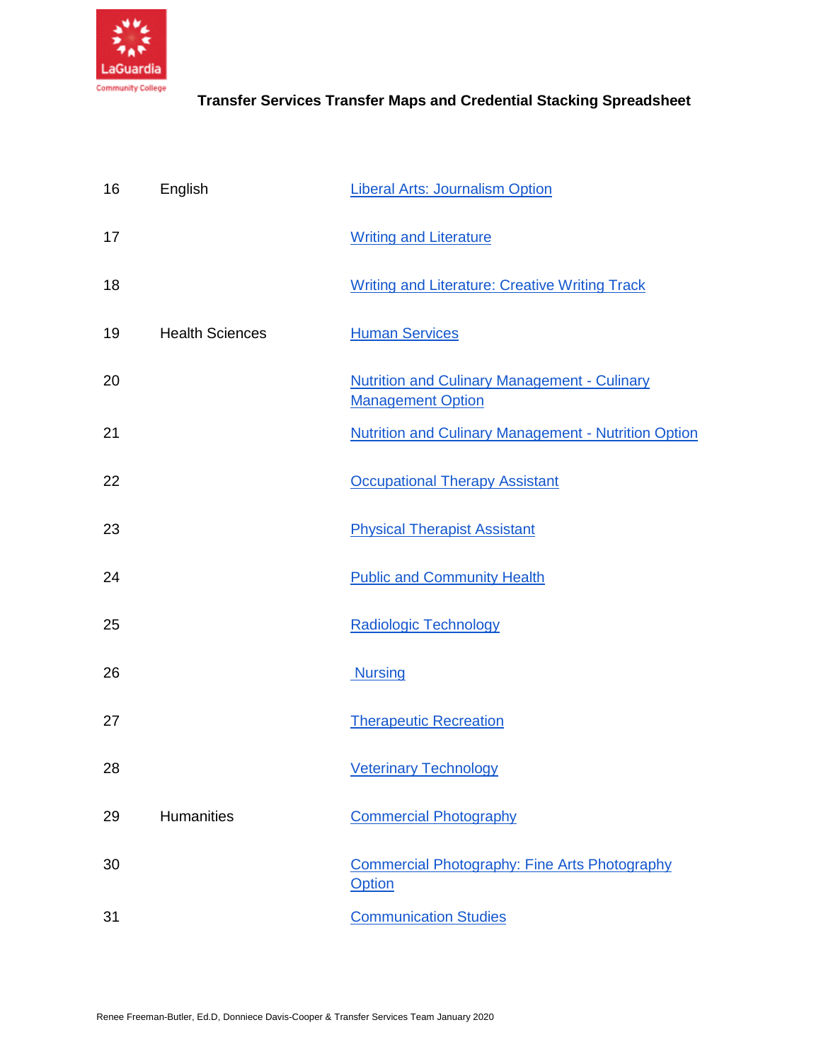**Transfer Services Transfer Maps and Credential Stacking Spreadsheet**

| | | |
|---|---|---|
| 16 | English | Liberal Arts: Journalism Option |
| 17 | | Writing and Literature |
| 18 | | Writing and Literature: Creative Writing Track |
| 19 | Health Sciences | Human Services |
| 20 | | Nutrition and Culinary Management - Culinary Management Option |
| 21 | | Nutrition and Culinary Management - Nutrition Option |
| 22 | | Occupational Therapy Assistant |
| 23 | | Physical Therapist Assistant |
| 24 | | Public and Community Health |
| 25 | | Radiologic Technology |
| 26 | | Nursing |
| 27 | | Therapeutic Recreation |
| 28 | | Veterinary Technology |
| 29 | Humanities | Commercial Photography |
| 30 | | Commercial Photography: Fine Arts Photography Option |
| 31 | | Communication Studies |

Renee Freeman-Butler, Ed.D, Donniece Davis-Cooper & Transfer Services Team January 2020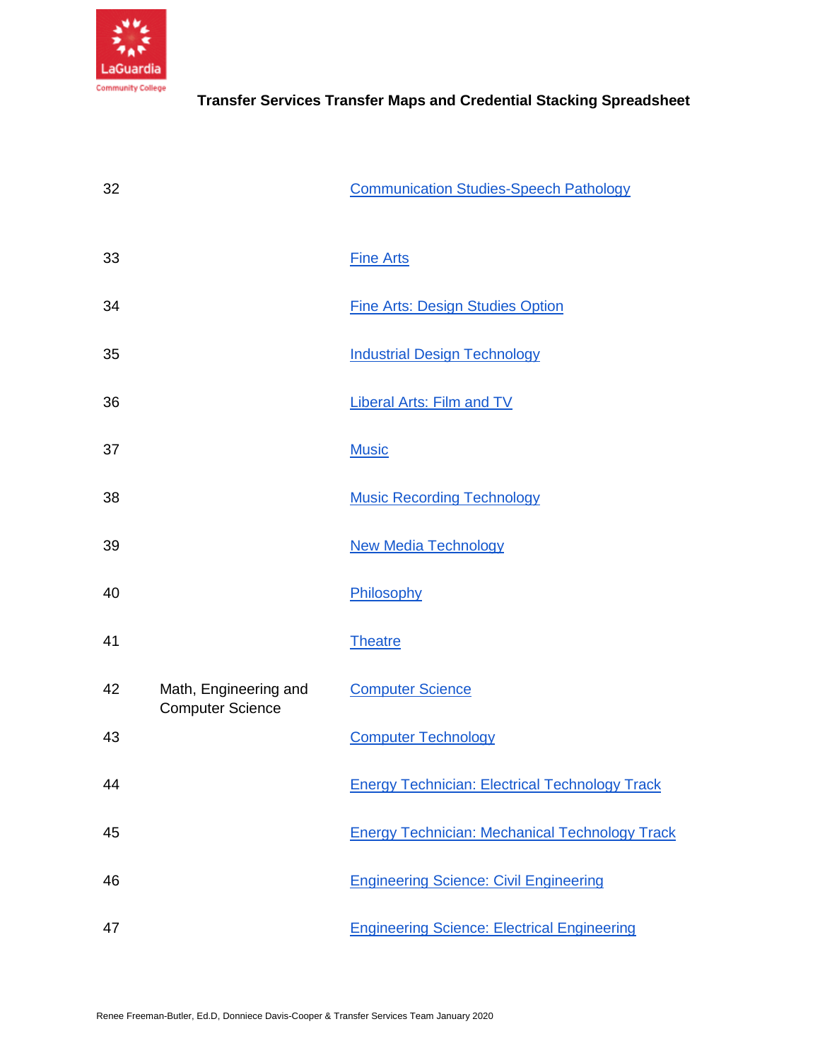| | | |
|---|---|---|
| 32 | | Communication Studies-Speech Pathology |
| 33 | | Fine Arts |
| 34 | | Fine Arts: Design Studies Option |
| 35 | | Industrial Design Technology |
| 36 | | Liberal Arts: Film and TV |
| 37 | | Music |
| 38 | | Music Recording Technology |
| 39 | | New Media Technology |
| 40 | | Philosophy |
| 41 | | Theatre |
| 42 | Math, Engineering and Computer Science | Computer Science |
| 43 | | Computer Technology |
| 44 | | Energy Technician: Electrical Technology Track |
| 45 | | Energy Technician: Mechanical Technology Track |
| 46 | | Engineering Science: Civil Engineering |
| 47 | | Engineering Science: Electrical Engineering |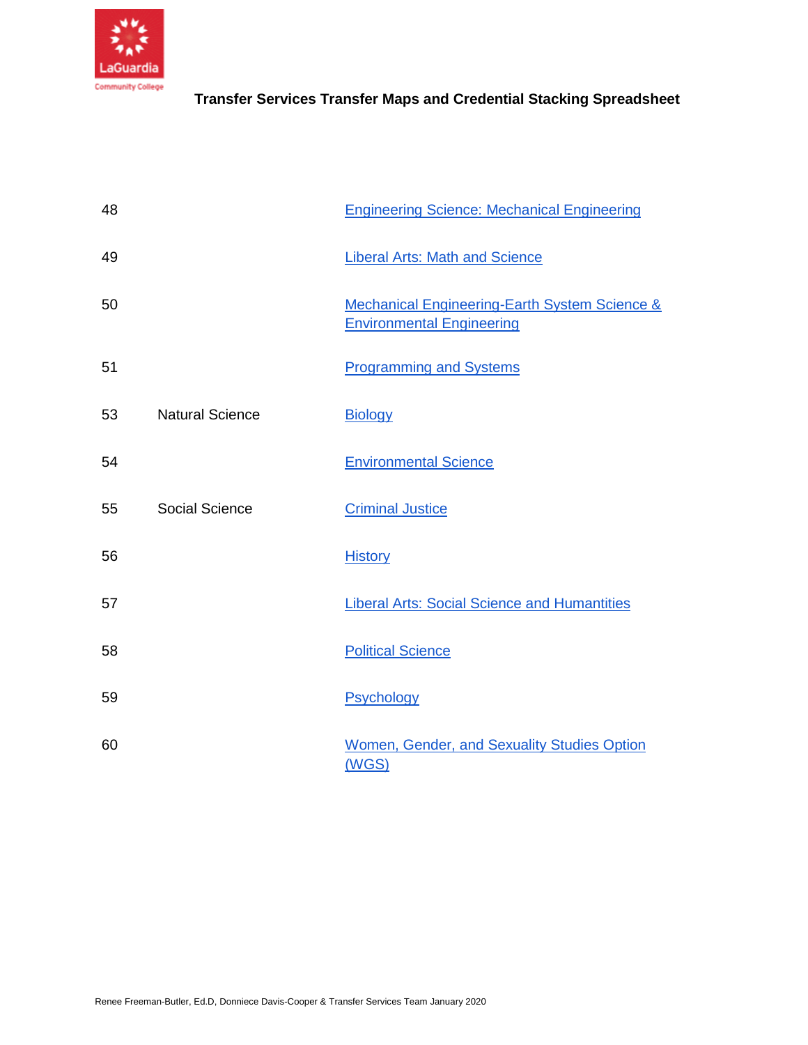| | | |
|---|---|---|
| 48 | | Engineering Science: Mechanical Engineering |
| 49 | | Liberal Arts: Math and Science |
| 50 | | Mechanical Engineering-Earth System Science & Environmental Engineering |
| 51 | | Programming and Systems |
| 53 | Natural Science | Biology |
| 54 | | Environmental Science |
| 55 | Social Science | Criminal Justice |
| 56 | | History |
| 57 | | Liberal Arts: Social Science and Humantities |
| 58 | | Political Science |
| 59 | | Psychology |
| 60 | | Women, Gender, and Sexuality Studies Option (WGS) |